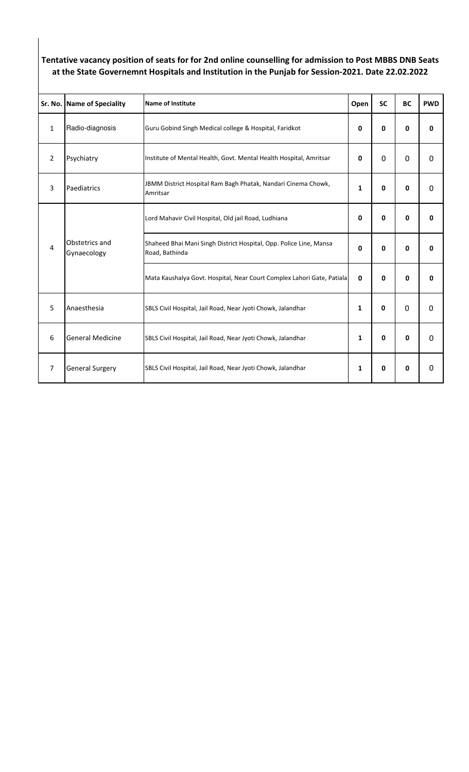**Tentative vacancy position of seats for for 2nd online counselling for admission to Post MBBS DNB Seats at the State Governemnt Hospitals and Institution in the Punjab for Session-2021. Date 22.02.2022**

| Sr. No. | Name of Speciality | Name of Institute | Open | SC | BC | PWD |
|---|---|---|---|---|---|---|
| 1 | Radio-diagnosis | Guru Gobind Singh Medical college & Hospital, Faridkot | 0 | 0 | 0 | 0 |
| 2 | Psychiatry | Institute of Mental Health, Govt. Mental Health Hospital, Amritsar | 0 | 0 | 0 | 0 |
| 3 | Paediatrics | JBMM District Hospital Ram Bagh Phatak, Nandari Cinema Chowk, Amritsar | 1 | 0 | 0 | 0 |
| 4 | Obstetrics and Gynaecology | Lord Mahavir Civil Hospital, Old jail Road, Ludhiana | 0 | 0 | 0 | 0 |
| | | Shaheed Bhai Mani Singh District Hospital, Opp. Police Line, Mansa Road, Bathinda | 0 | 0 | 0 | 0 |
| | | Mata Kaushalya Govt. Hospital, Near Court Complex Lahori Gate, Patiala | 0 | 0 | 0 | 0 |
| 5 | Anaesthesia | SBLS Civil Hospital, Jail Road, Near Jyoti Chowk, Jalandhar | 1 | 0 | 0 | 0 |
| 6 | General Medicine | SBLS Civil Hospital, Jail Road, Near Jyoti Chowk, Jalandhar | 1 | 0 | 0 | 0 |
| 7 | General Surgery | SBLS Civil Hospital, Jail Road, Near Jyoti Chowk, Jalandhar | 1 | 0 | 0 | 0 |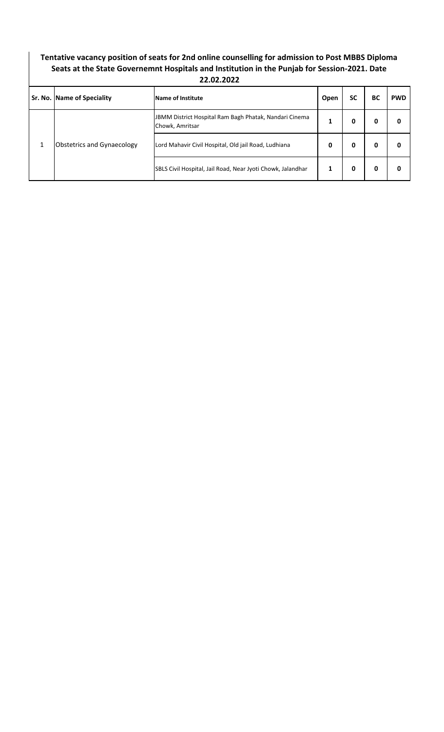**Tentative vacancy position of seats for 2nd online counselling for admission to Post MBBS Diploma Seats at the State Governemnt Hospitals and Institution in the Punjab for Session-2021. Date 22.02.2022**

| Sr. No. | Name of Speciality | Name of Institute | Open | SC | BC | PWD |
|---|---|---|---|---|---|---|
| 1 | Obstetrics and Gynaecology | JBMM District Hospital Ram Bagh Phatak, Nandari Cinema Chowk, Amritsar | 1 | 0 | 0 | 0 |
| | | Lord Mahavir Civil Hospital, Old jail Road, Ludhiana | 0 | 0 | 0 | 0 |
| | | SBLS Civil Hospital, Jail Road, Near Jyoti Chowk, Jalandhar | 1 | 0 | 0 | 0 |